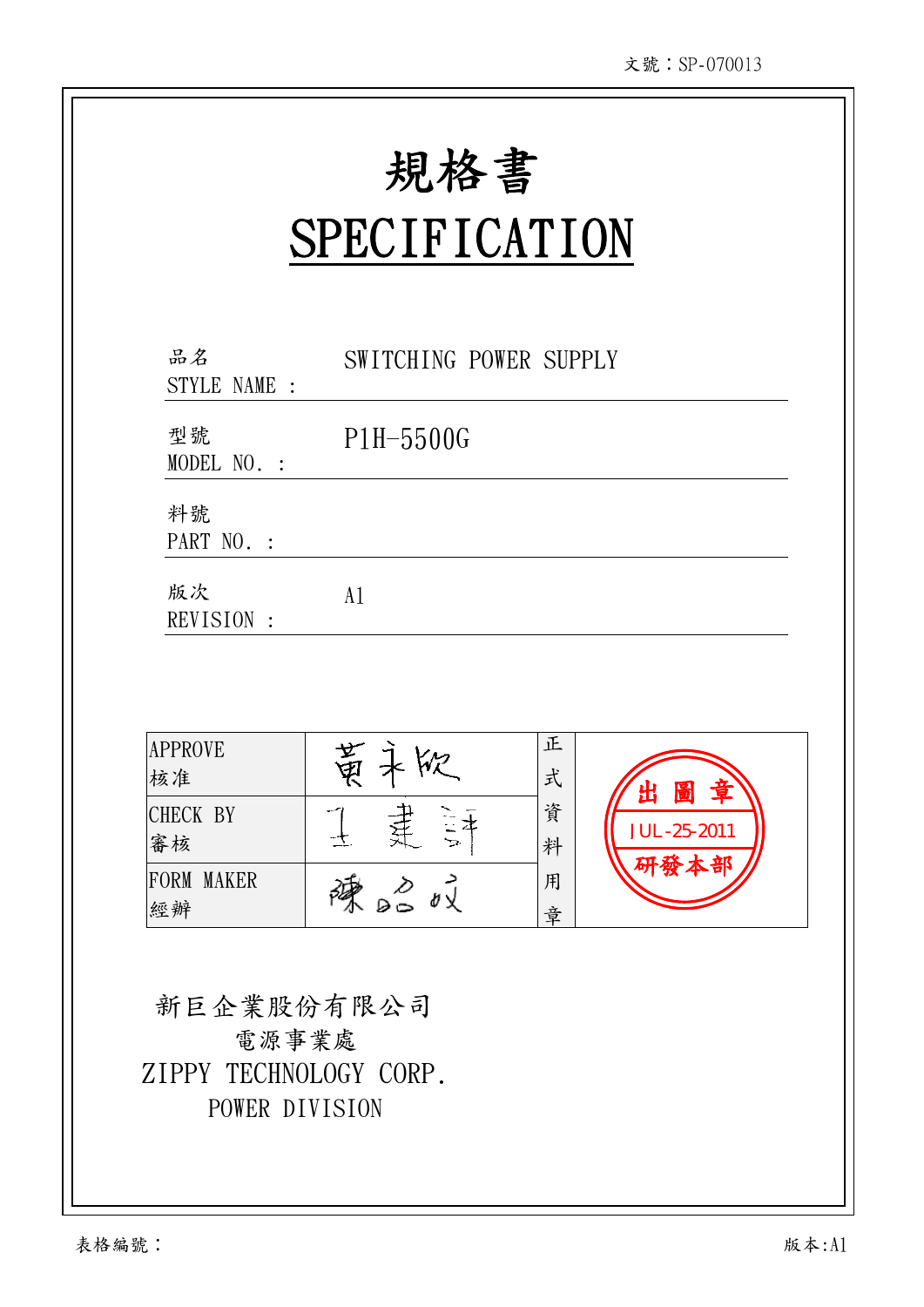文號：SP-070013

# 規格書
# SPECIFICATION

| | |
|---|---|
| 品名<br>STYLE NAME : | SWITCHING POWER SUPPLY |
| 型號<br>MODEL NO. : | P1H-5500G |
| 料號<br>PART NO. : | |
| 版次<br>REVISION : | A1 |

| | | | |
|---|---|---|---|
| APPROVE<br>核准 | 黃永欣 | 正式資料用章 | 出圖章<br>JUL-25-2011<br>研發本部 |
| CHECK BY<br>審核 | 王建評 | | |
| FORM MAKER<br>經辦 | 陳昭成 | | |

新巨企業股份有限公司
電源事業處
ZIPPY TECHNOLOGY CORP.
POWER DIVISION

表格編號：

版本:A1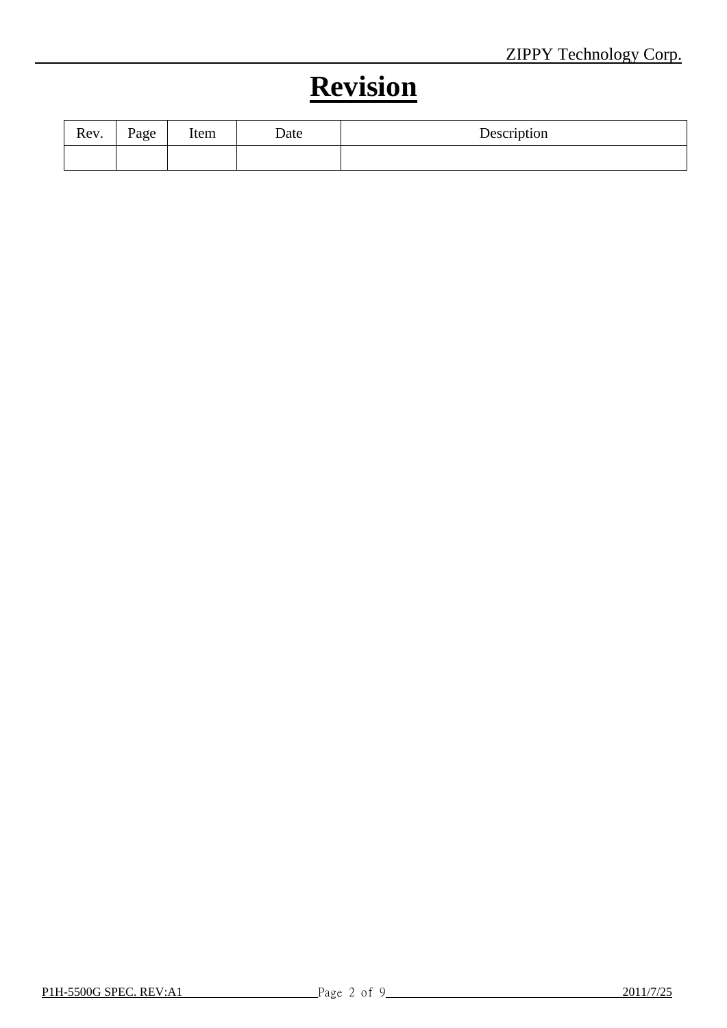# Revision

| Rev. | Page | Item | Date | Description |
|---|---|---|---|---|
| | | | | |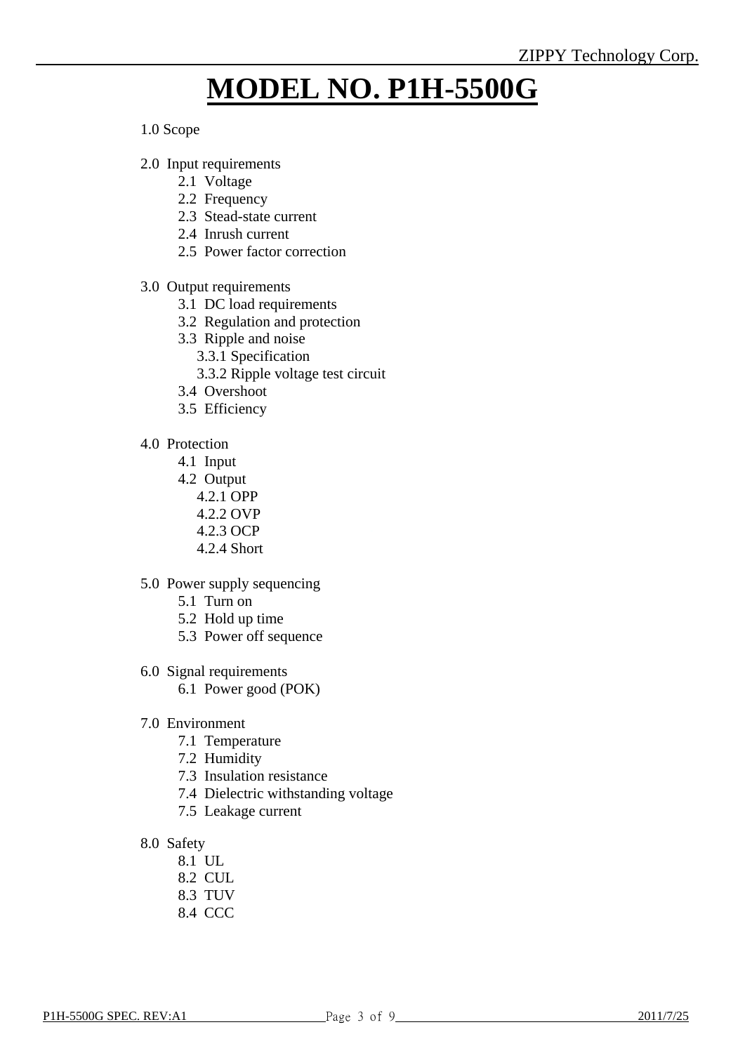# MODEL NO. P1H-5500G

1.0 Scope

2.0 Input requirements
- 2.1 Voltage
- 2.2 Frequency
- 2.3 Stead-state current
- 2.4 Inrush current
- 2.5 Power factor correction

3.0 Output requirements
- 3.1 DC load requirements
- 3.2 Regulation and protection
- 3.3 Ripple and noise
  - 3.3.1 Specification
  - 3.3.2 Ripple voltage test circuit
- 3.4 Overshoot
- 3.5 Efficiency

4.0 Protection
- 4.1 Input
- 4.2 Output
  - 4.2.1 OPP
  - 4.2.2 OVP
  - 4.2.3 OCP
  - 4.2.4 Short

5.0 Power supply sequencing
- 5.1 Turn on
- 5.2 Hold up time
- 5.3 Power off sequence

6.0 Signal requirements
- 6.1 Power good (POK)

7.0 Environment
- 7.1 Temperature
- 7.2 Humidity
- 7.3 Insulation resistance
- 7.4 Dielectric withstanding voltage
- 7.5 Leakage current

8.0 Safety
- 8.1 UL
- 8.2 CUL
- 8.3 TUV
- 8.4 CCC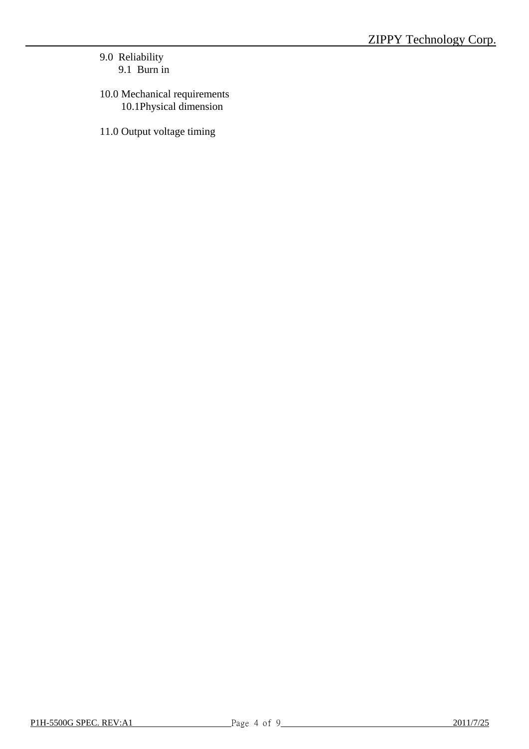9.0 Reliability
    9.1 Burn in

10.0 Mechanical requirements
    10.1Physical dimension

11.0 Output voltage timing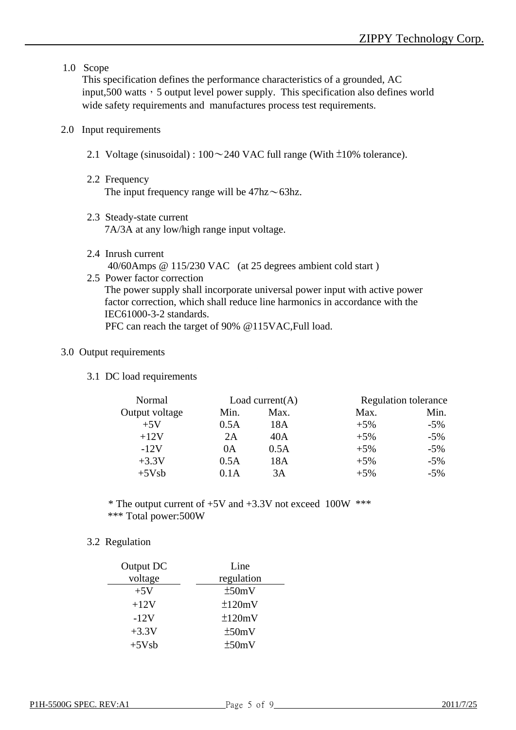## 1.0 Scope

This specification defines the performance characteristics of a grounded, AC input,500 watts，5 output level power supply. This specification also defines world wide safety requirements and manufactures process test requirements.

## 2.0 Input requirements

### 2.1 Voltage (sinusoidal) : 100～240 VAC full range (With ±10% tolerance).

### 2.2 Frequency

The input frequency range will be 47hz～63hz.

### 2.3 Steady-state current

7A/3A at any low/high range input voltage.

### 2.4 Inrush current

40/60Amps @ 115/230 VAC (at 25 degrees ambient cold start )

### 2.5 Power factor correction

The power supply shall incorporate universal power input with active power factor correction, which shall reduce line harmonics in accordance with the IEC61000-3-2 standards.

PFC can reach the target of 90% @115VAC,Full load.

## 3.0 Output requirements

### 3.1 DC load requirements

| Normal | Load current(A) | | Regulation tolerance | |
|---|---|---|---|---|
| Output voltage | Min. | Max. | Max. | Min. |
| +5V | 0.5A | 18A | +5% | -5% |
| +12V | 2A | 40A | +5% | -5% |
| -12V | 0A | 0.5A | +5% | -5% |
| +3.3V | 0.5A | 18A | +5% | -5% |
| +5Vsb | 0.1A | 3A | +5% | -5% |

* The output current of +5V and +3.3V not exceed 100W ***

*** Total power:500W

### 3.2 Regulation

| Output DC voltage | Line regulation |
|---|---|
| +5V | ±50mV |
| +12V | ±120mV |
| -12V | ±120mV |
| +3.3V | ±50mV |
| +5Vsb | ±50mV |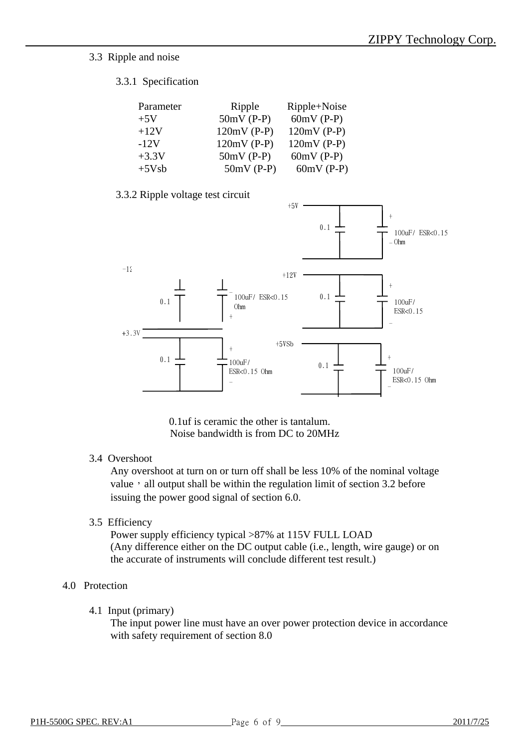### 3.3 Ripple and noise

#### 3.3.1 Specification

| Parameter | Ripple | Ripple+Noise |
|---|---|---|
| +5V | 50mV (P-P) | 60mV (P-P) |
| +12V | 120mV (P-P) | 120mV (P-P) |
| -12V | 120mV (P-P) | 120mV (P-P) |
| +3.3V | 50mV (P-P) | 60mV (P-P) |
| +5Vsb | 50mV (P-P) | 60mV (P-P) |

#### 3.3.2 Ripple voltage test circuit

+5V: 0.1, 100uF/ ESR<0.15 Ohm

-12V: 0.1, 100uF/ ESR<0.15 Ohm

+12V: 0.1, 100uF/ ESR<0.15

+3.3V: 0.1, 100uF/ ESR<0.15 Ohm

+5VSb: 0.1, 100uF/ ESR<0.15 Ohm

0.1uf is ceramic the other is tantalum.
Noise bandwidth is from DC to 20MHz

### 3.4 Overshoot

Any overshoot at turn on or turn off shall be less 10% of the nominal voltage value，all output shall be within the regulation limit of section 3.2 before issuing the power good signal of section 6.0.

### 3.5 Efficiency

Power supply efficiency typical >87% at 115V FULL LOAD
(Any difference either on the DC output cable (i.e., length, wire gauge) or on the accurate of instruments will conclude different test result.)

## 4.0 Protection

### 4.1 Input (primary)

The input power line must have an over power protection device in accordance with safety requirement of section 8.0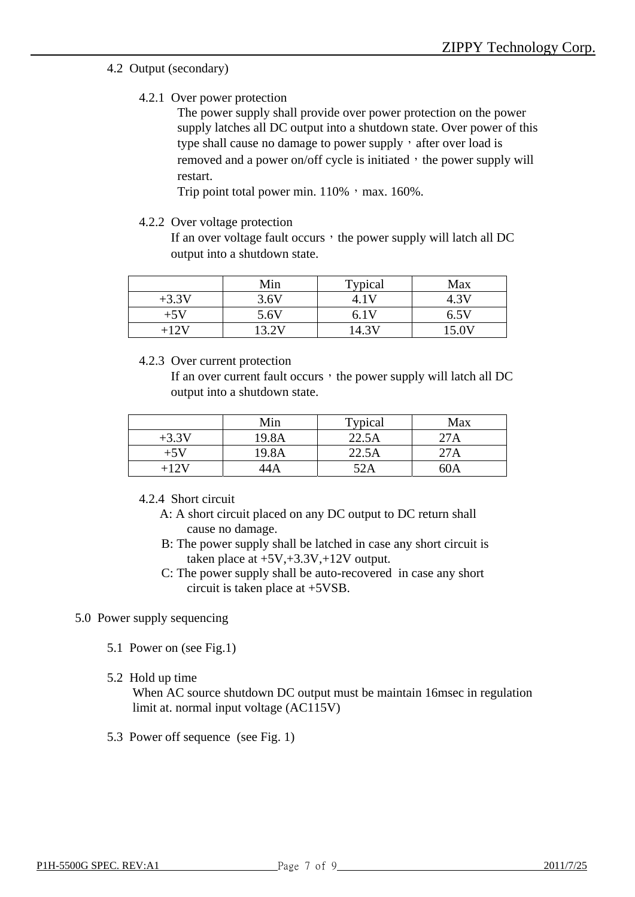### 4.2 Output (secondary)

#### 4.2.1 Over power protection

The power supply shall provide over power protection on the power supply latches all DC output into a shutdown state. Over power of this type shall cause no damage to power supply，after over load is removed and a power on/off cycle is initiated，the power supply will restart.

Trip point total power min. 110%，max. 160%.

#### 4.2.2 Over voltage protection

If an over voltage fault occurs，the power supply will latch all DC output into a shutdown state.

| | Min | Typical | Max |
|---|---|---|---|
| +3.3V | 3.6V | 4.1V | 4.3V |
| +5V | 5.6V | 6.1V | 6.5V |
| +12V | 13.2V | 14.3V | 15.0V |

#### 4.2.3 Over current protection

If an over current fault occurs，the power supply will latch all DC output into a shutdown state.

| | Min | Typical | Max |
|---|---|---|---|
| +3.3V | 19.8A | 22.5A | 27A |
| +5V | 19.8A | 22.5A | 27A |
| +12V | 44A | 52A | 60A |

#### 4.2.4 Short circuit

A: A short circuit placed on any DC output to DC return shall cause no damage.

B: The power supply shall be latched in case any short circuit is taken place at +5V,+3.3V,+12V output.

C: The power supply shall be auto-recovered in case any short circuit is taken place at +5VSB.

## 5.0 Power supply sequencing

### 5.1 Power on (see Fig.1)

### 5.2 Hold up time

When AC source shutdown DC output must be maintain 16msec in regulation limit at. normal input voltage (AC115V)

### 5.3 Power off sequence (see Fig. 1)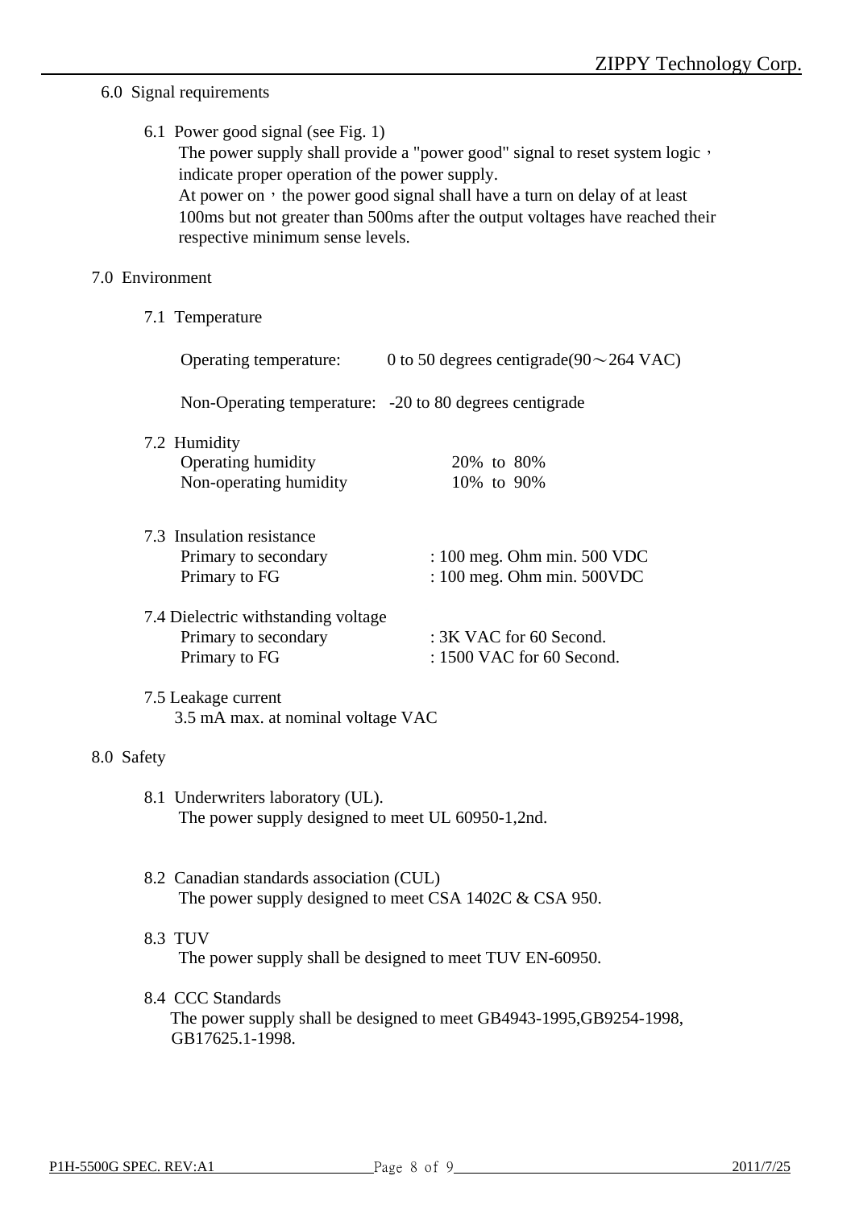## 6.0 Signal requirements

### 6.1 Power good signal (see Fig. 1)

The power supply shall provide a "power good" signal to reset system logic， indicate proper operation of the power supply.

At power on， the power good signal shall have a turn on delay of at least 100ms but not greater than 500ms after the output voltages have reached their respective minimum sense levels.

## 7.0 Environment

### 7.1 Temperature

Operating temperature: 0 to 50 degrees centigrade(90～264 VAC)

Non-Operating temperature: -20 to 80 degrees centigrade

### 7.2 Humidity

| | |
|---|---|
| Operating humidity | 20% to 80% |
| Non-operating humidity | 10% to 90% |

### 7.3 Insulation resistance

| | |
|---|---|
| Primary to secondary | : 100 meg. Ohm min. 500 VDC |
| Primary to FG | : 100 meg. Ohm min. 500VDC |

### 7.4 Dielectric withstanding voltage

| | |
|---|---|
| Primary to secondary | : 3K VAC for 60 Second. |
| Primary to FG | : 1500 VAC for 60 Second. |

### 7.5 Leakage current

3.5 mA max. at nominal voltage VAC

## 8.0 Safety

### 8.1 Underwriters laboratory (UL).

The power supply designed to meet UL 60950-1,2nd.

### 8.2 Canadian standards association (CUL)

The power supply designed to meet CSA 1402C & CSA 950.

### 8.3 TUV

The power supply shall be designed to meet TUV EN-60950.

### 8.4 CCC Standards

The power supply shall be designed to meet GB4943-1995,GB9254-1998, GB17625.1-1998.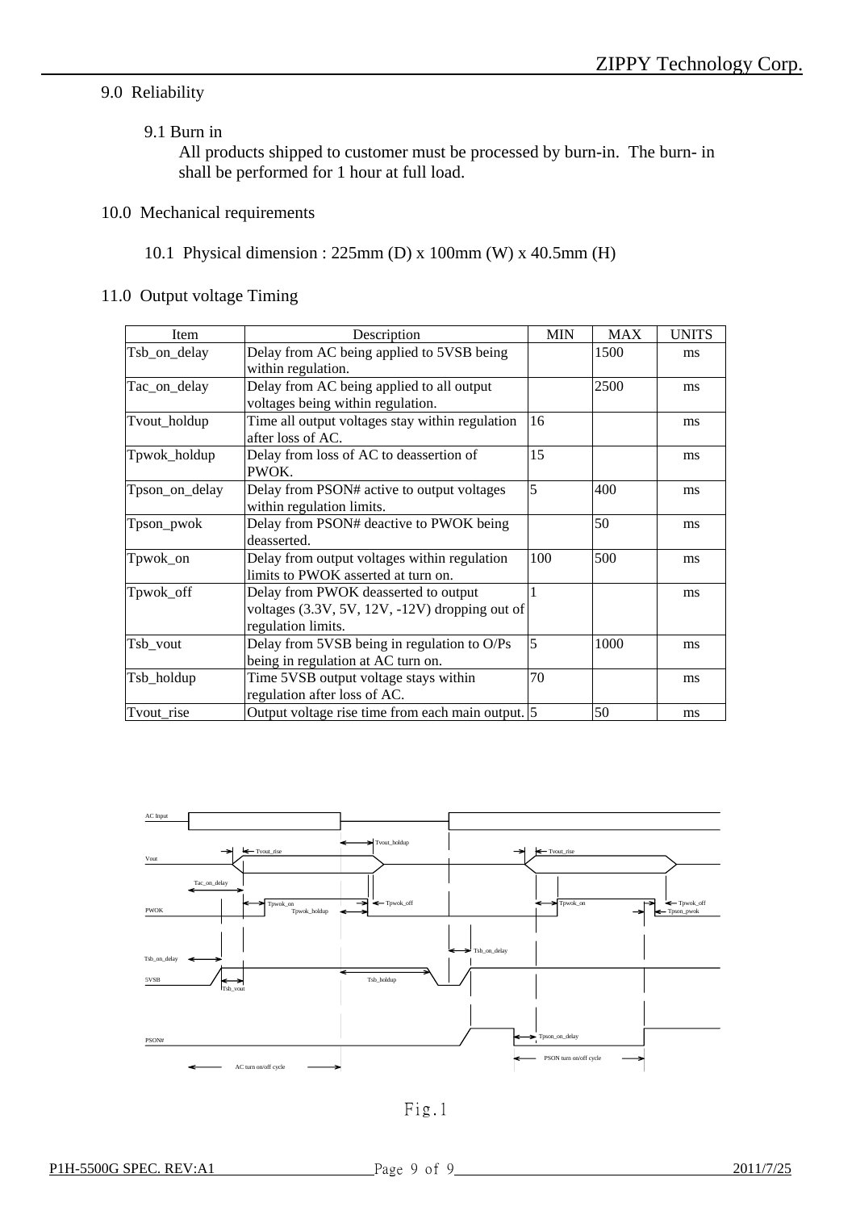## 9.0 Reliability

### 9.1 Burn in

All products shipped to customer must be processed by burn-in. The burn- in shall be performed for 1 hour at full load.

## 10.0 Mechanical requirements

### 10.1 Physical dimension : 225mm (D) x 100mm (W) x 40.5mm (H)

## 11.0 Output voltage Timing

| Item | Description | MIN | MAX | UNITS |
|---|---|---|---|---|
| Tsb_on_delay | Delay from AC being applied to 5VSB being within regulation. | | 1500 | ms |
| Tac_on_delay | Delay from AC being applied to all output voltages being within regulation. | | 2500 | ms |
| Tvout_holdup | Time all output voltages stay within regulation after loss of AC. | 16 | | ms |
| Tpwok_holdup | Delay from loss of AC to deassertion of PWOK. | 15 | | ms |
| Tpson_on_delay | Delay from PSON# active to output voltages within regulation limits. | 5 | 400 | ms |
| Tpson_pwok | Delay from PSON# deactive to PWOK being deasserted. | | 50 | ms |
| Tpwok_on | Delay from output voltages within regulation limits to PWOK asserted at turn on. | 100 | 500 | ms |
| Tpwok_off | Delay from PWOK deasserted to output voltages (3.3V, 5V, 12V, -12V) dropping out of regulation limits. | 1 | | ms |
| Tsb_vout | Delay from 5VSB being in regulation to O/Ps being in regulation at AC turn on. | 5 | 1000 | ms |
| Tsb_holdup | Time 5VSB output voltage stays within regulation after loss of AC. | 70 | | ms |
| Tvout_rise | Output voltage rise time from each main output. | 5 | 50 | ms |

AC Input
Tvout_holdup
Tvout_rise
Tvout_rise
Vout
Tac_on_delay
Tpwok_on
Tpwok_off
Tpwok_on
Tpwok_off
PWOK
Tpwok_holdup
Tpson_pwok
Tsb_on_delay
Tsb_on_delay
5VSB
Tsb_holdup
Tsb_vout
PSON#
Tpson_on_delay
PSON turn on/off cycle
AC turn on/off cycle

Fig.1